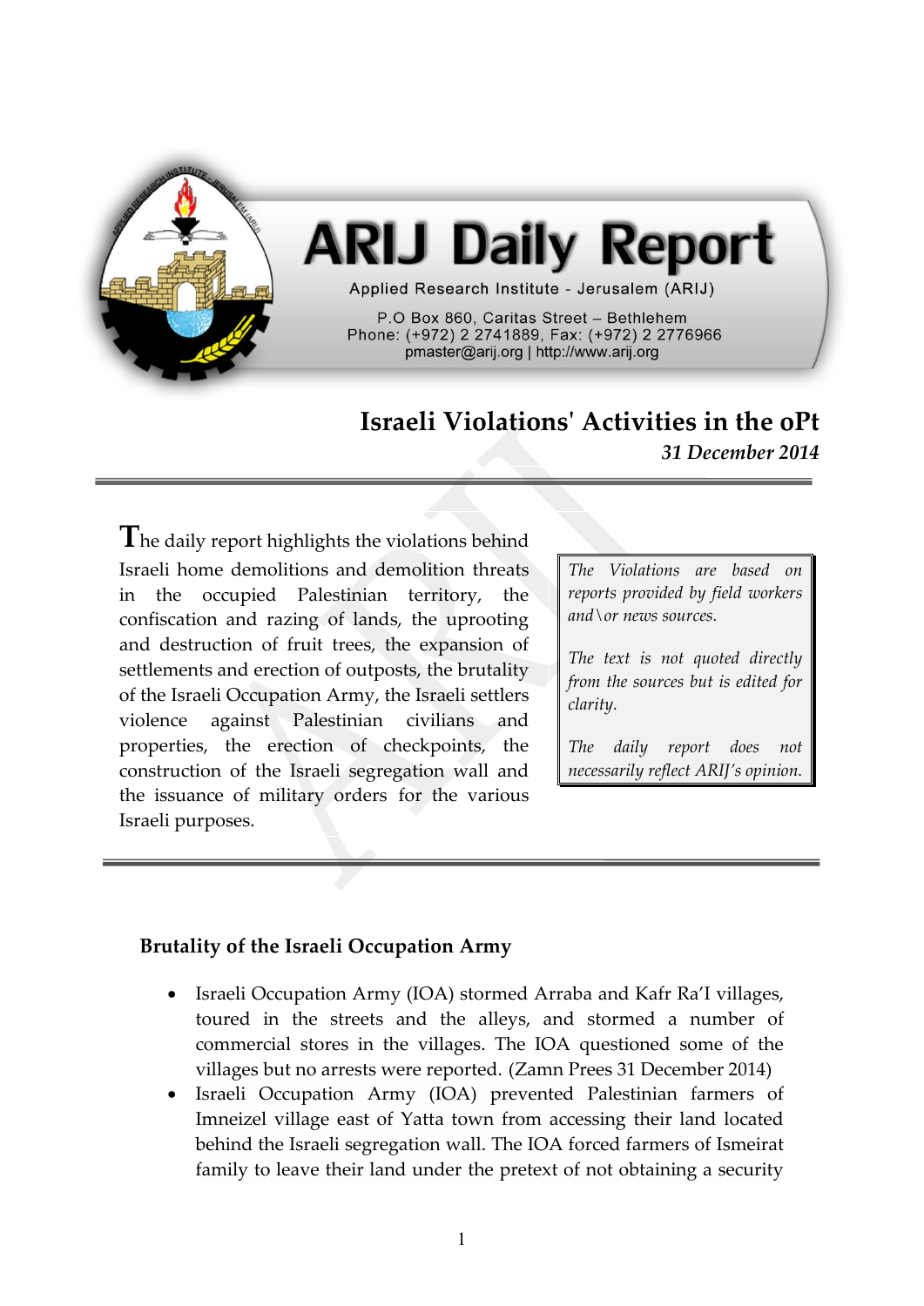# ARIJ Daily Report

Applied Research Institute - Jerusalem (ARIJ)

P.O Box 860, Caritas Street – Bethlehem
Phone: (+972) 2 2741889, Fax: (+972) 2 2776966
pmaster@arij.org | http://www.arij.org

## Israeli Violations' Activities in the oPt

***31 December 2014***

---

The daily report highlights the violations behind Israeli home demolitions and demolition threats in the occupied Palestinian territory, the confiscation and razing of lands, the uprooting and destruction of fruit trees, the expansion of settlements and erection of outposts, the brutality of the Israeli Occupation Army, the Israeli settlers violence against Palestinian civilians and properties, the erection of checkpoints, the construction of the Israeli segregation wall and the issuance of military orders for the various Israeli purposes.

*The Violations are based on reports provided by field workers and\or news sources.*

*The text is not quoted directly from the sources but is edited for clarity.*

*The daily report does not necessarily reflect ARIJ's opinion.*

---

### Brutality of the Israeli Occupation Army

- Israeli Occupation Army (IOA) stormed Arraba and Kafr Ra'I villages, toured in the streets and the alleys, and stormed a number of commercial stores in the villages. The IOA questioned some of the villages but no arrests were reported. (Zamn Prees 31 December 2014)
- Israeli Occupation Army (IOA) prevented Palestinian farmers of Imneizel village east of Yatta town from accessing their land located behind the Israeli segregation wall. The IOA forced farmers of Ismeirat family to leave their land under the pretext of not obtaining a security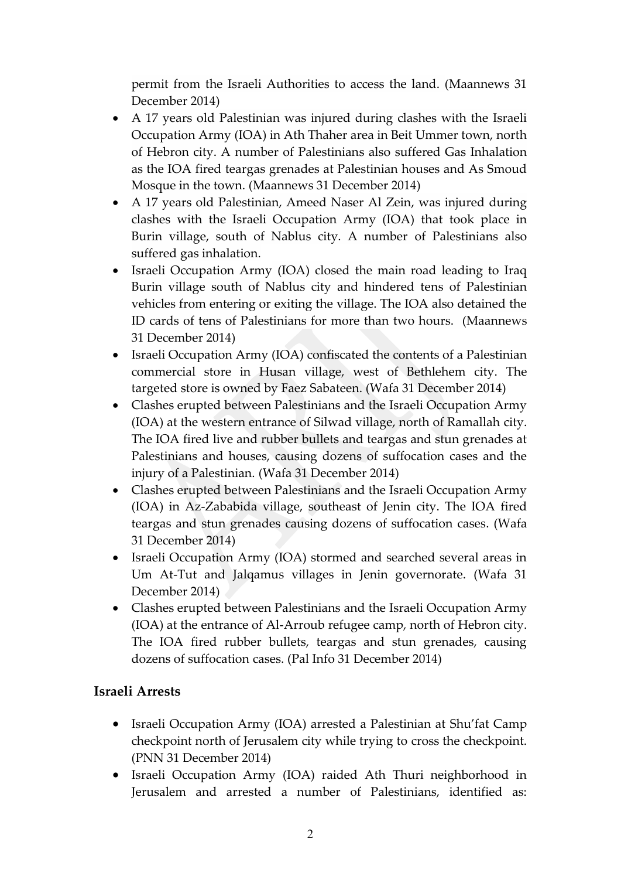permit from the Israeli Authorities to access the land. (Maannews 31 December 2014)

- A 17 years old Palestinian was injured during clashes with the Israeli Occupation Army (IOA) in Ath Thaher area in Beit Ummer town, north of Hebron city. A number of Palestinians also suffered Gas Inhalation as the IOA fired teargas grenades at Palestinian houses and As Smoud Mosque in the town. (Maannews 31 December 2014)
- A 17 years old Palestinian, Ameed Naser Al Zein, was injured during clashes with the Israeli Occupation Army (IOA) that took place in Burin village, south of Nablus city. A number of Palestinians also suffered gas inhalation.
- Israeli Occupation Army (IOA) closed the main road leading to Iraq Burin village south of Nablus city and hindered tens of Palestinian vehicles from entering or exiting the village. The IOA also detained the ID cards of tens of Palestinians for more than two hours. (Maannews 31 December 2014)
- Israeli Occupation Army (IOA) confiscated the contents of a Palestinian commercial store in Husan village, west of Bethlehem city. The targeted store is owned by Faez Sabateen. (Wafa 31 December 2014)
- Clashes erupted between Palestinians and the Israeli Occupation Army (IOA) at the western entrance of Silwad village, north of Ramallah city. The IOA fired live and rubber bullets and teargas and stun grenades at Palestinians and houses, causing dozens of suffocation cases and the injury of a Palestinian. (Wafa 31 December 2014)
- Clashes erupted between Palestinians and the Israeli Occupation Army (IOA) in Az-Zababida village, southeast of Jenin city. The IOA fired teargas and stun grenades causing dozens of suffocation cases. (Wafa 31 December 2014)
- Israeli Occupation Army (IOA) stormed and searched several areas in Um At-Tut and Jalqamus villages in Jenin governorate. (Wafa 31 December 2014)
- Clashes erupted between Palestinians and the Israeli Occupation Army (IOA) at the entrance of Al-Arroub refugee camp, north of Hebron city. The IOA fired rubber bullets, teargas and stun grenades, causing dozens of suffocation cases. (Pal Info 31 December 2014)

## Israeli Arrests

- Israeli Occupation Army (IOA) arrested a Palestinian at Shu'fat Camp checkpoint north of Jerusalem city while trying to cross the checkpoint. (PNN 31 December 2014)
- Israeli Occupation Army (IOA) raided Ath Thuri neighborhood in Jerusalem and arrested a number of Palestinians, identified as: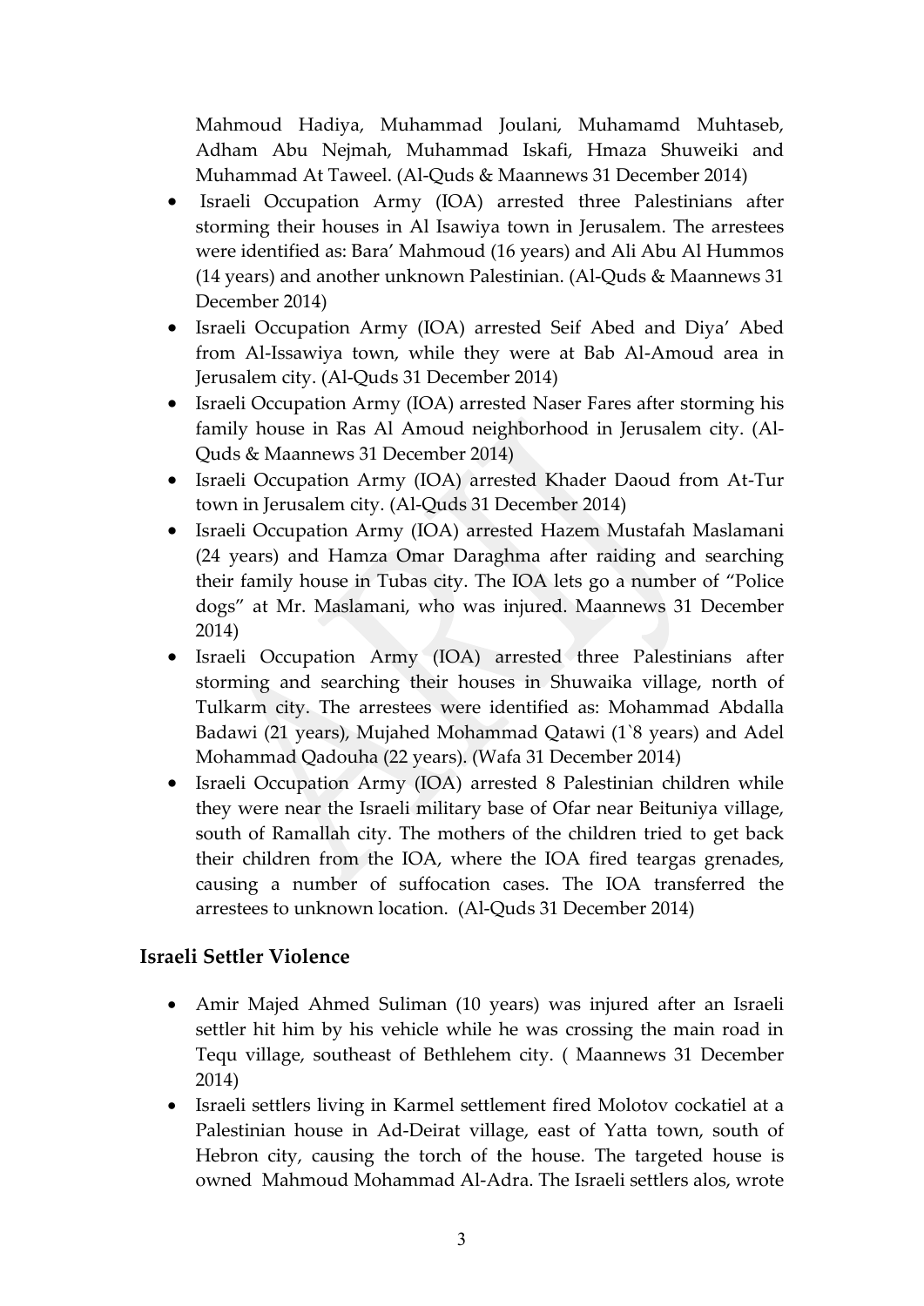Mahmoud Hadiya, Muhammad Joulani, Muhamamd Muhtaseb, Adham Abu Nejmah, Muhammad Iskafi, Hmaza Shuweiki and Muhammad At Taweel. (Al-Quds & Maannews 31 December 2014)

- Israeli Occupation Army (IOA) arrested three Palestinians after storming their houses in Al Isawiya town in Jerusalem. The arrestees were identified as: Bara' Mahmoud (16 years) and Ali Abu Al Hummos (14 years) and another unknown Palestinian. (Al-Quds & Maannews 31 December 2014)
- Israeli Occupation Army (IOA) arrested Seif Abed and Diya' Abed from Al-Issawiya town, while they were at Bab Al-Amoud area in Jerusalem city. (Al-Quds 31 December 2014)
- Israeli Occupation Army (IOA) arrested Naser Fares after storming his family house in Ras Al Amoud neighborhood in Jerusalem city. (Al-Quds & Maannews 31 December 2014)
- Israeli Occupation Army (IOA) arrested Khader Daoud from At-Tur town in Jerusalem city. (Al-Quds 31 December 2014)
- Israeli Occupation Army (IOA) arrested Hazem Mustafah Maslamani (24 years) and Hamza Omar Daraghma after raiding and searching their family house in Tubas city. The IOA lets go a number of "Police dogs" at Mr. Maslamani, who was injured. Maannews 31 December 2014)
- Israeli Occupation Army (IOA) arrested three Palestinians after storming and searching their houses in Shuwaika village, north of Tulkarm city. The arrestees were identified as: Mohammad Abdalla Badawi (21 years), Mujahed Mohammad Qatawi (1`8 years) and Adel Mohammad Qadouha (22 years). (Wafa 31 December 2014)
- Israeli Occupation Army (IOA) arrested 8 Palestinian children while they were near the Israeli military base of Ofar near Beituniya village, south of Ramallah city. The mothers of the children tried to get back their children from the IOA, where the IOA fired teargas grenades, causing a number of suffocation cases. The IOA transferred the arrestees to unknown location. (Al-Quds 31 December 2014)

## Israeli Settler Violence

- Amir Majed Ahmed Suliman (10 years) was injured after an Israeli settler hit him by his vehicle while he was crossing the main road in Tequ village, southeast of Bethlehem city. ( Maannews 31 December 2014)
- Israeli settlers living in Karmel settlement fired Molotov cockatiel at a Palestinian house in Ad-Deirat village, east of Yatta town, south of Hebron city, causing the torch of the house. The targeted house is owned Mahmoud Mohammad Al-Adra. The Israeli settlers alos, wrote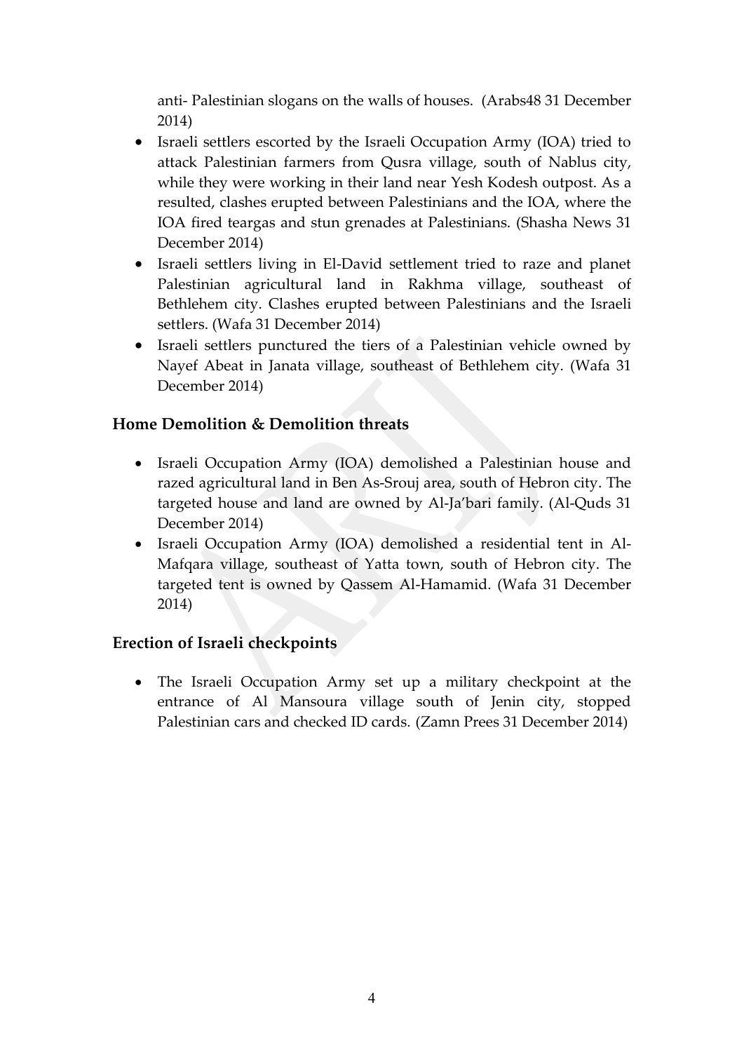anti- Palestinian slogans on the walls of houses. (Arabs48 31 December 2014)

- Israeli settlers escorted by the Israeli Occupation Army (IOA) tried to attack Palestinian farmers from Qusra village, south of Nablus city, while they were working in their land near Yesh Kodesh outpost. As a resulted, clashes erupted between Palestinians and the IOA, where the IOA fired teargas and stun grenades at Palestinians. (Shasha News 31 December 2014)
- Israeli settlers living in El-David settlement tried to raze and planet Palestinian agricultural land in Rakhma village, southeast of Bethlehem city. Clashes erupted between Palestinians and the Israeli settlers. (Wafa 31 December 2014)
- Israeli settlers punctured the tiers of a Palestinian vehicle owned by Nayef Abeat in Janata village, southeast of Bethlehem city. (Wafa 31 December 2014)

## Home Demolition & Demolition threats

- Israeli Occupation Army (IOA) demolished a Palestinian house and razed agricultural land in Ben As-Srouj area, south of Hebron city. The targeted house and land are owned by Al-Ja'bari family. (Al-Quds 31 December 2014)
- Israeli Occupation Army (IOA) demolished a residential tent in Al-Mafqara village, southeast of Yatta town, south of Hebron city. The targeted tent is owned by Qassem Al-Hamamid. (Wafa 31 December 2014)

## Erection of Israeli checkpoints

- The Israeli Occupation Army set up a military checkpoint at the entrance of Al Mansoura village south of Jenin city, stopped Palestinian cars and checked ID cards. (Zamn Prees 31 December 2014)